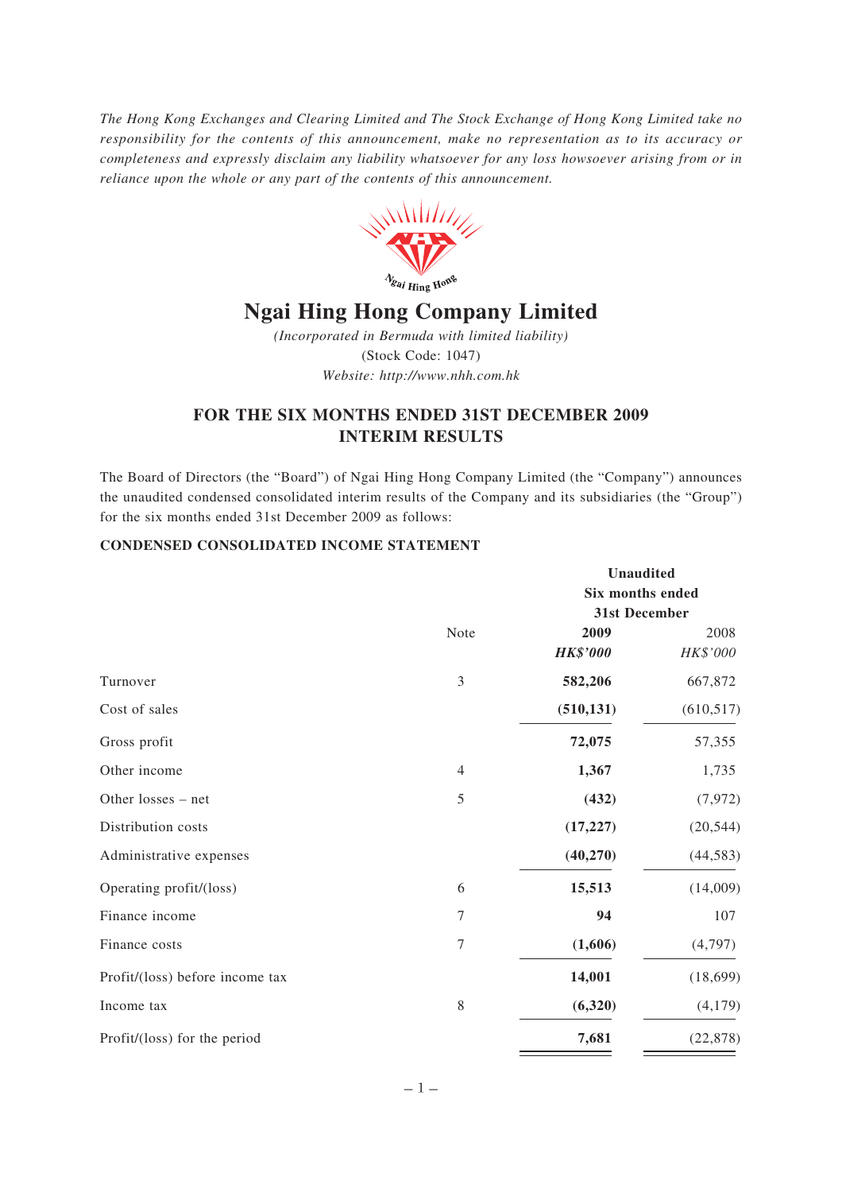*The Hong Kong Exchanges and Clearing Limited and The Stock Exchange of Hong Kong Limited take no responsibility for the contents of this announcement, make no representation as to its accuracy or completeness and expressly disclaim any liability whatsoever for any loss howsoever arising from or in reliance upon the whole or any part of the contents of this announcement.*

# Ngai Hing Hong Company Limited

*(Incorporated in Bermuda with limited liability)*
(Stock Code: 1047)
*Website: http://www.nhh.com.hk*

## FOR THE SIX MONTHS ENDED 31ST DECEMBER 2009 INTERIM RESULTS

The Board of Directors (the "Board") of Ngai Hing Hong Company Limited (the "Company") announces the unaudited condensed consolidated interim results of the Company and its subsidiaries (the "Group") for the six months ended 31st December 2009 as follows:

### CONDENSED CONSOLIDATED INCOME STATEMENT

| | Note | **Unaudited Six months ended 31st December 2009** *HK$'000* | 2008 *HK$'000* |
|---|---|---|---|
| Turnover | 3 | **582,206** | 667,872 |
| Cost of sales | | **(510,131)** | (610,517) |
| Gross profit | | **72,075** | 57,355 |
| Other income | 4 | **1,367** | 1,735 |
| Other losses – net | 5 | **(432)** | (7,972) |
| Distribution costs | | **(17,227)** | (20,544) |
| Administrative expenses | | **(40,270)** | (44,583) |
| Operating profit/(loss) | 6 | **15,513** | (14,009) |
| Finance income | 7 | **94** | 107 |
| Finance costs | 7 | **(1,606)** | (4,797) |
| Profit/(loss) before income tax | | **14,001** | (18,699) |
| Income tax | 8 | **(6,320)** | (4,179) |
| Profit/(loss) for the period | | **7,681** | (22,878) |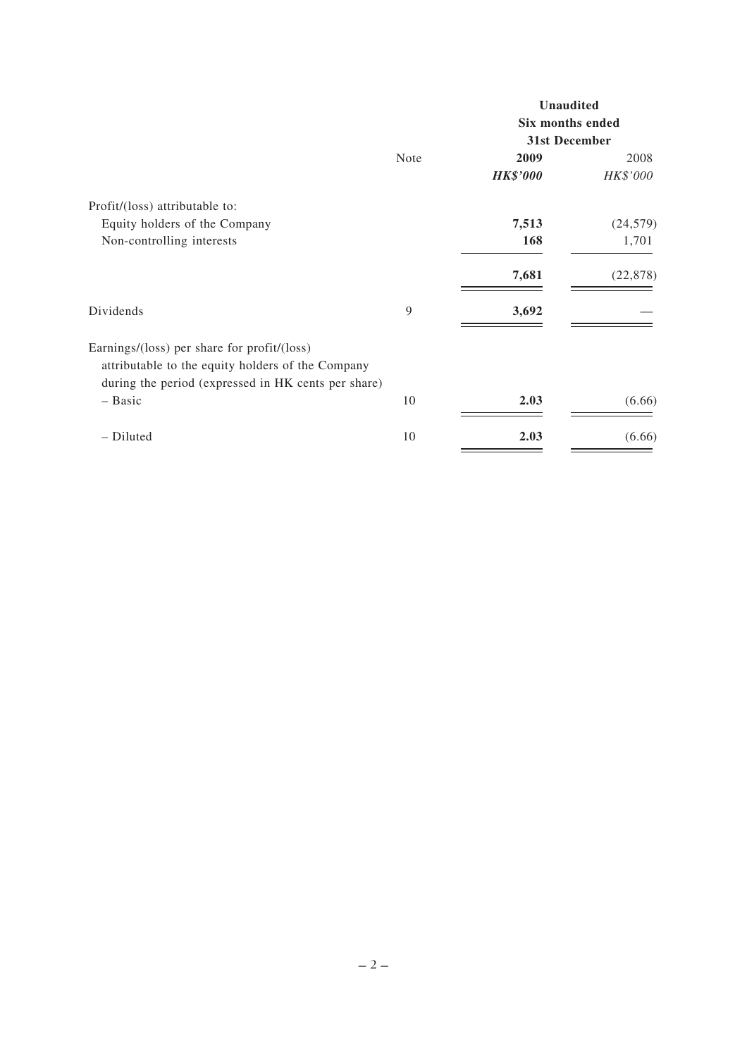| | Note | Unaudited Six months ended 31st December | |
|---|---|---|---|
| | | **2009** | 2008 |
| | | ***HK$'000*** | *HK$'000* |
| Profit/(loss) attributable to: | | | |
| Equity holders of the Company | | **7,513** | (24,579) |
| Non-controlling interests | | **168** | 1,701 |
| | | **7,681** | (22,878) |
| Dividends | 9 | **3,692** | — |
| Earnings/(loss) per share for profit/(loss) attributable to the equity holders of the Company during the period (expressed in HK cents per share) | | | |
| – Basic | 10 | **2.03** | (6.66) |
| – Diluted | 10 | **2.03** | (6.66) |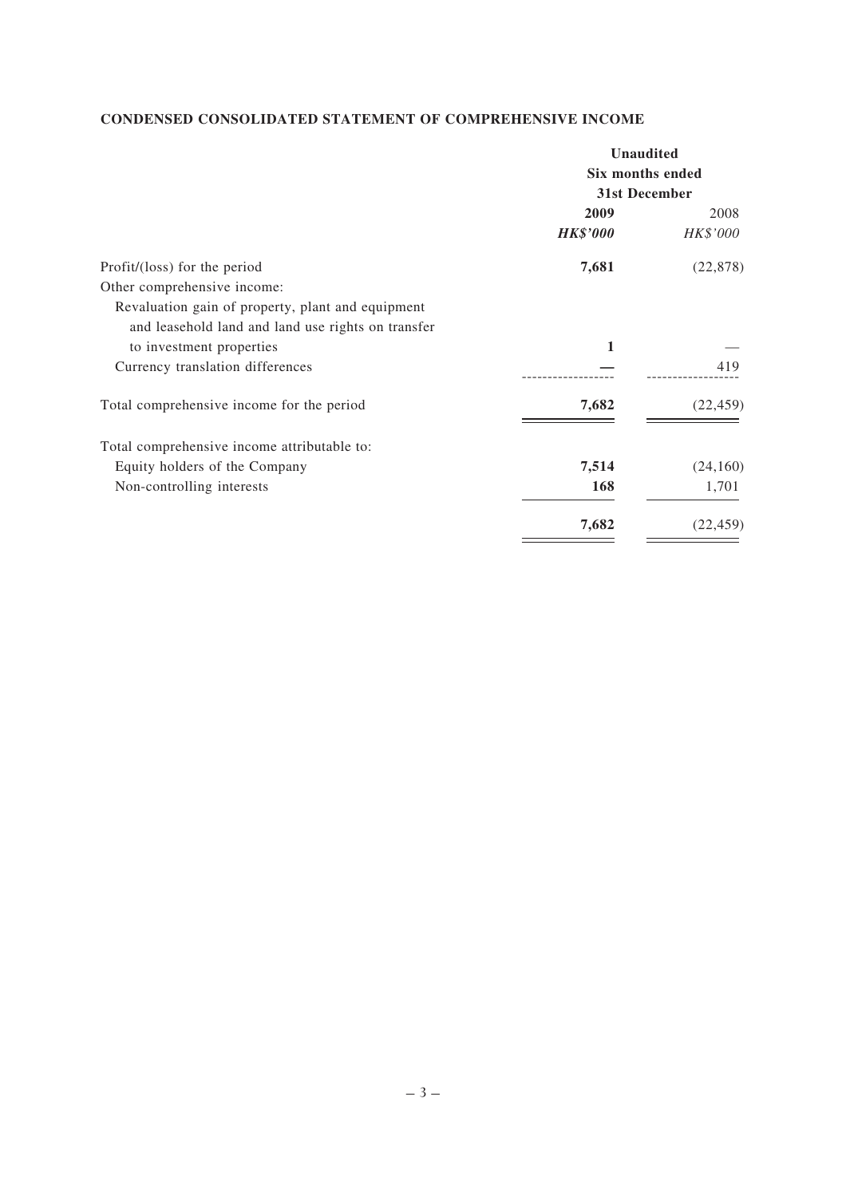## CONDENSED CONSOLIDATED STATEMENT OF COMPREHENSIVE INCOME

| | Unaudited | |
|---|---|---|
| | Six months ended 31st December | |
| | **2009** | 2008 |
| | ***HK$'000*** | *HK$'000* |
| Profit/(loss) for the period | **7,681** | (22,878) |
| Other comprehensive income: | | |
| Revaluation gain of property, plant and equipment and leasehold land and land use rights on transfer to investment properties | **1** | — |
| Currency translation differences | **—** | 419 |
| Total comprehensive income for the period | **7,682** | (22,459) |
| Total comprehensive income attributable to: | | |
| Equity holders of the Company | **7,514** | (24,160) |
| Non-controlling interests | **168** | 1,701 |
| | **7,682** | (22,459) |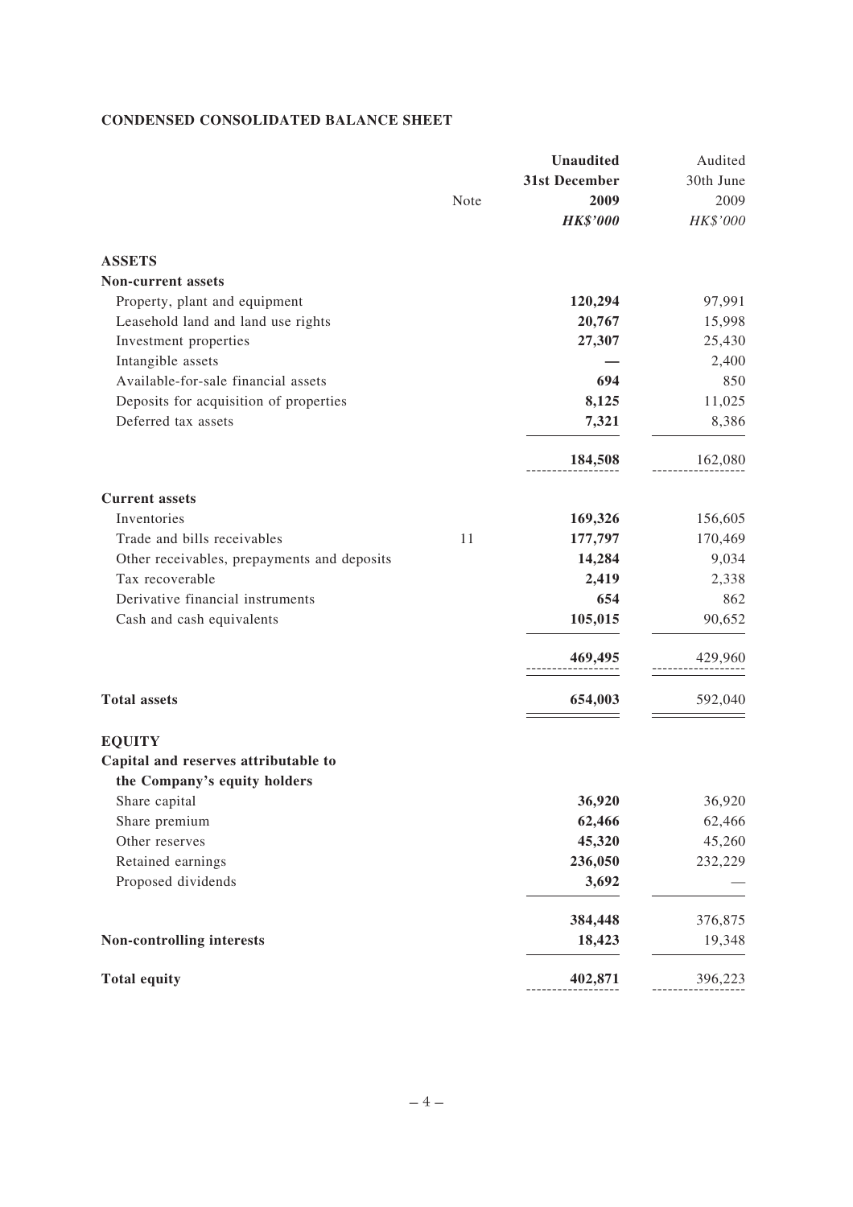**CONDENSED CONSOLIDATED BALANCE SHEET**

| | Note | **Unaudited 31st December 2009** | Audited 30th June 2009 |
|---|---|---|---|
| | | ***HK$'000*** | *HK$'000* |
| **ASSETS** | | | |
| **Non-current assets** | | | |
| Property, plant and equipment | | **120,294** | 97,991 |
| Leasehold land and land use rights | | **20,767** | 15,998 |
| Investment properties | | **27,307** | 25,430 |
| Intangible assets | | **—** | 2,400 |
| Available-for-sale financial assets | | **694** | 850 |
| Deposits for acquisition of properties | | **8,125** | 11,025 |
| Deferred tax assets | | **7,321** | 8,386 |
| | | **184,508** | 162,080 |
| **Current assets** | | | |
| Inventories | | **169,326** | 156,605 |
| Trade and bills receivables | 11 | **177,797** | 170,469 |
| Other receivables, prepayments and deposits | | **14,284** | 9,034 |
| Tax recoverable | | **2,419** | 2,338 |
| Derivative financial instruments | | **654** | 862 |
| Cash and cash equivalents | | **105,015** | 90,652 |
| | | **469,495** | 429,960 |
| **Total assets** | | **654,003** | 592,040 |
| **EQUITY** | | | |
| **Capital and reserves attributable to the Company's equity holders** | | | |
| Share capital | | **36,920** | 36,920 |
| Share premium | | **62,466** | 62,466 |
| Other reserves | | **45,320** | 45,260 |
| Retained earnings | | **236,050** | 232,229 |
| Proposed dividends | | **3,692** | — |
| | | **384,448** | 376,875 |
| **Non-controlling interests** | | **18,423** | 19,348 |
| **Total equity** | | **402,871** | 396,223 |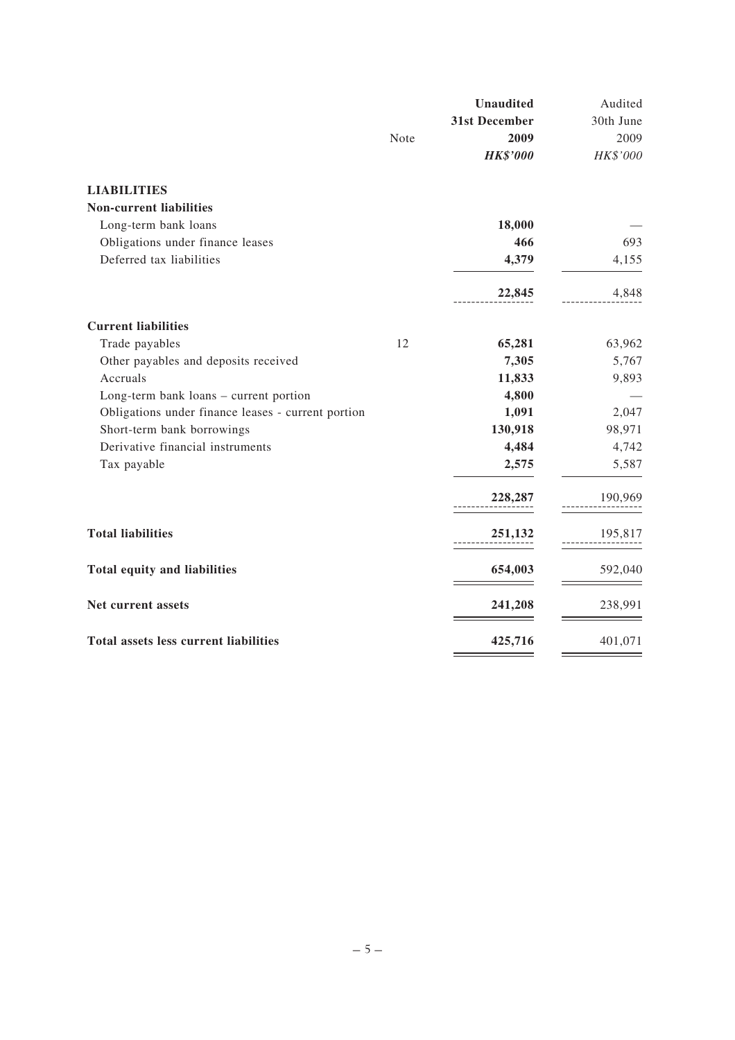| | Note | Unaudited 31st December 2009 *HK$'000* | Audited 30th June 2009 *HK$'000* |
|---|---|---|---|
| **LIABILITIES** | | | |
| **Non-current liabilities** | | | |
| Long-term bank loans | | **18,000** | — |
| Obligations under finance leases | | **466** | 693 |
| Deferred tax liabilities | | **4,379** | 4,155 |
| | | **22,845** | 4,848 |
| **Current liabilities** | | | |
| Trade payables | 12 | **65,281** | 63,962 |
| Other payables and deposits received | | **7,305** | 5,767 |
| Accruals | | **11,833** | 9,893 |
| Long-term bank loans – current portion | | **4,800** | — |
| Obligations under finance leases - current portion | | **1,091** | 2,047 |
| Short-term bank borrowings | | **130,918** | 98,971 |
| Derivative financial instruments | | **4,484** | 4,742 |
| Tax payable | | **2,575** | 5,587 |
| | | **228,287** | 190,969 |
| **Total liabilities** | | **251,132** | 195,817 |
| **Total equity and liabilities** | | **654,003** | 592,040 |
| **Net current assets** | | **241,208** | 238,991 |
| **Total assets less current liabilities** | | **425,716** | 401,071 |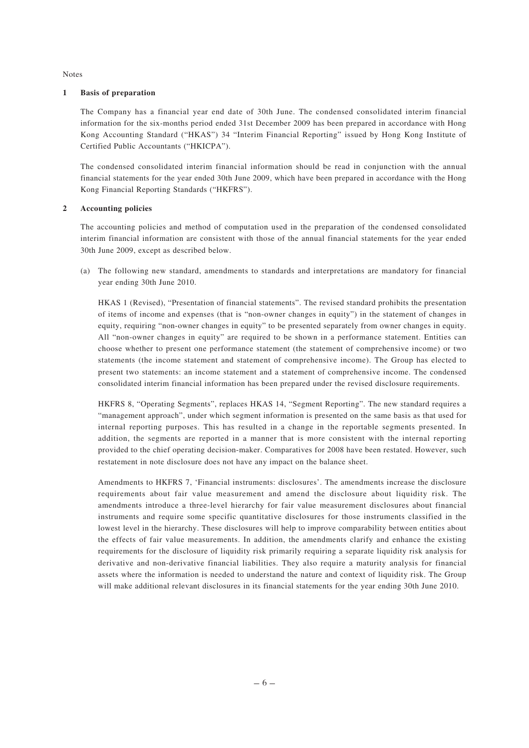Notes

## 1 Basis of preparation

The Company has a financial year end date of 30th June. The condensed consolidated interim financial information for the six-months period ended 31st December 2009 has been prepared in accordance with Hong Kong Accounting Standard ("HKAS") 34 "Interim Financial Reporting" issued by Hong Kong Institute of Certified Public Accountants ("HKICPA").

The condensed consolidated interim financial information should be read in conjunction with the annual financial statements for the year ended 30th June 2009, which have been prepared in accordance with the Hong Kong Financial Reporting Standards ("HKFRS").

## 2 Accounting policies

The accounting policies and method of computation used in the preparation of the condensed consolidated interim financial information are consistent with those of the annual financial statements for the year ended 30th June 2009, except as described below.

(a) The following new standard, amendments to standards and interpretations are mandatory for financial year ending 30th June 2010.

HKAS 1 (Revised), "Presentation of financial statements". The revised standard prohibits the presentation of items of income and expenses (that is "non-owner changes in equity") in the statement of changes in equity, requiring "non-owner changes in equity" to be presented separately from owner changes in equity. All "non-owner changes in equity" are required to be shown in a performance statement. Entities can choose whether to present one performance statement (the statement of comprehensive income) or two statements (the income statement and statement of comprehensive income). The Group has elected to present two statements: an income statement and a statement of comprehensive income. The condensed consolidated interim financial information has been prepared under the revised disclosure requirements.

HKFRS 8, "Operating Segments", replaces HKAS 14, "Segment Reporting". The new standard requires a "management approach", under which segment information is presented on the same basis as that used for internal reporting purposes. This has resulted in a change in the reportable segments presented. In addition, the segments are reported in a manner that is more consistent with the internal reporting provided to the chief operating decision-maker. Comparatives for 2008 have been restated. However, such restatement in note disclosure does not have any impact on the balance sheet.

Amendments to HKFRS 7, 'Financial instruments: disclosures'. The amendments increase the disclosure requirements about fair value measurement and amend the disclosure about liquidity risk. The amendments introduce a three-level hierarchy for fair value measurement disclosures about financial instruments and require some specific quantitative disclosures for those instruments classified in the lowest level in the hierarchy. These disclosures will help to improve comparability between entities about the effects of fair value measurements. In addition, the amendments clarify and enhance the existing requirements for the disclosure of liquidity risk primarily requiring a separate liquidity risk analysis for derivative and non-derivative financial liabilities. They also require a maturity analysis for financial assets where the information is needed to understand the nature and context of liquidity risk. The Group will make additional relevant disclosures in its financial statements for the year ending 30th June 2010.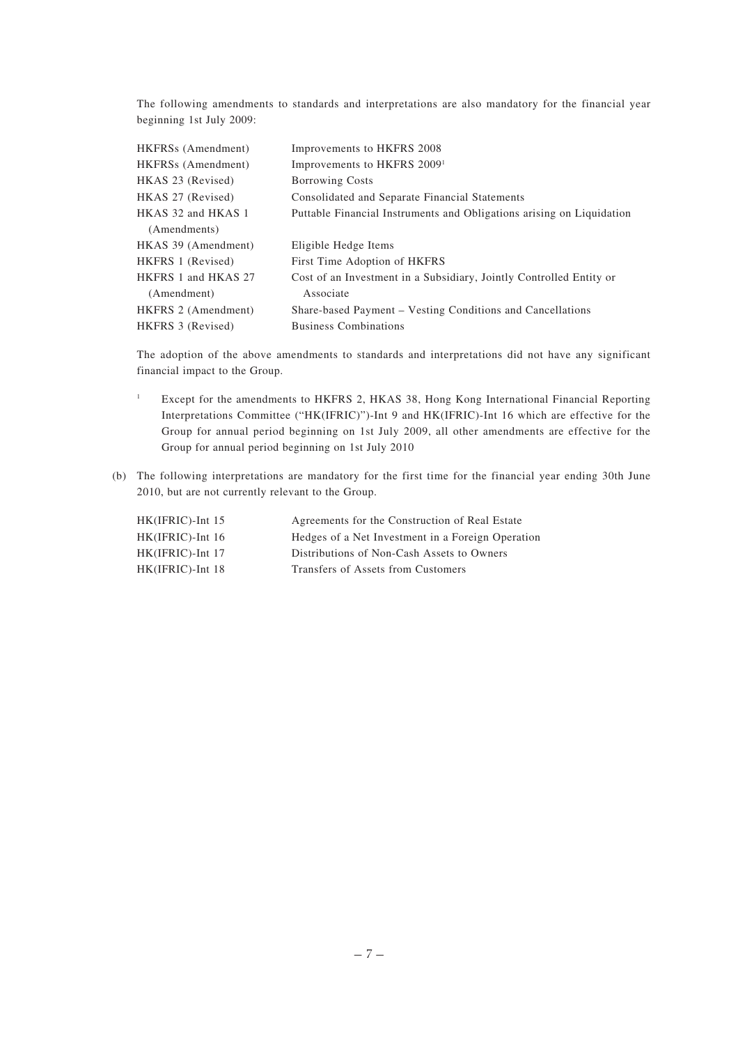The following amendments to standards and interpretations are also mandatory for the financial year beginning 1st July 2009:

| | |
|---|---|
| HKFRSs (Amendment) | Improvements to HKFRS 2008 |
| HKFRSs (Amendment) | Improvements to HKFRS 2009[1] |
| HKAS 23 (Revised) | Borrowing Costs |
| HKAS 27 (Revised) | Consolidated and Separate Financial Statements |
| HKAS 32 and HKAS 1 (Amendments) | Puttable Financial Instruments and Obligations arising on Liquidation |
| HKAS 39 (Amendment) | Eligible Hedge Items |
| HKFRS 1 (Revised) | First Time Adoption of HKFRS |
| HKFRS 1 and HKAS 27 (Amendment) | Cost of an Investment in a Subsidiary, Jointly Controlled Entity or Associate |
| HKFRS 2 (Amendment) | Share-based Payment – Vesting Conditions and Cancellations |
| HKFRS 3 (Revised) | Business Combinations |

The adoption of the above amendments to standards and interpretations did not have any significant financial impact to the Group.

[1] Except for the amendments to HKFRS 2, HKAS 38, Hong Kong International Financial Reporting Interpretations Committee ("HK(IFRIC)")-Int 9 and HK(IFRIC)-Int 16 which are effective for the Group for annual period beginning on 1st July 2009, all other amendments are effective for the Group for annual period beginning on 1st July 2010

(b) The following interpretations are mandatory for the first time for the financial year ending 30th June 2010, but are not currently relevant to the Group.

| | |
|---|---|
| HK(IFRIC)-Int 15 | Agreements for the Construction of Real Estate |
| HK(IFRIC)-Int 16 | Hedges of a Net Investment in a Foreign Operation |
| HK(IFRIC)-Int 17 | Distributions of Non-Cash Assets to Owners |
| HK(IFRIC)-Int 18 | Transfers of Assets from Customers |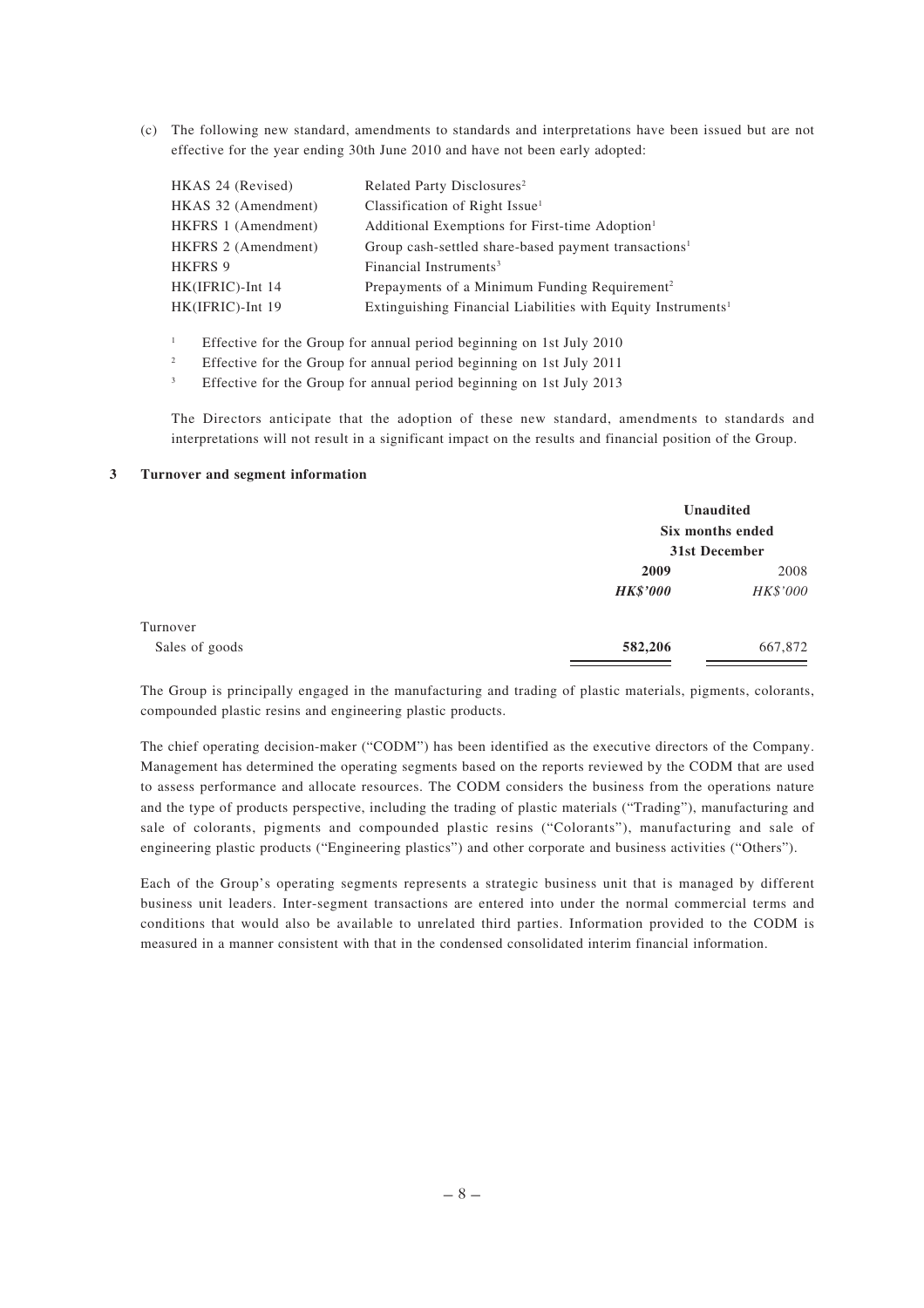(c) The following new standard, amendments to standards and interpretations have been issued but are not effective for the year ending 30th June 2010 and have not been early adopted:

| | |
|---|---|
| HKAS 24 (Revised) | Related Party Disclosures[2] |
| HKAS 32 (Amendment) | Classification of Right Issue[1] |
| HKFRS 1 (Amendment) | Additional Exemptions for First-time Adoption[1] |
| HKFRS 2 (Amendment) | Group cash-settled share-based payment transactions[1] |
| HKFRS 9 | Financial Instruments[3] |
| HK(IFRIC)-Int 14 | Prepayments of a Minimum Funding Requirement[2] |
| HK(IFRIC)-Int 19 | Extinguishing Financial Liabilities with Equity Instruments[1] |

[1] Effective for the Group for annual period beginning on 1st July 2010

[2] Effective for the Group for annual period beginning on 1st July 2011

[3] Effective for the Group for annual period beginning on 1st July 2013

The Directors anticipate that the adoption of these new standard, amendments to standards and interpretations will not result in a significant impact on the results and financial position of the Group.

## 3 Turnover and segment information

| | **Unaudited Six months ended 31st December** | |
|---|---|---|
| | **2009** | 2008 |
| | ***HK$'000*** | *HK$'000* |
| Turnover | | |
| Sales of goods | **582,206** | 667,872 |

The Group is principally engaged in the manufacturing and trading of plastic materials, pigments, colorants, compounded plastic resins and engineering plastic products.

The chief operating decision-maker ("CODM") has been identified as the executive directors of the Company. Management has determined the operating segments based on the reports reviewed by the CODM that are used to assess performance and allocate resources. The CODM considers the business from the operations nature and the type of products perspective, including the trading of plastic materials ("Trading"), manufacturing and sale of colorants, pigments and compounded plastic resins ("Colorants"), manufacturing and sale of engineering plastic products ("Engineering plastics") and other corporate and business activities ("Others").

Each of the Group's operating segments represents a strategic business unit that is managed by different business unit leaders. Inter-segment transactions are entered into under the normal commercial terms and conditions that would also be available to unrelated third parties. Information provided to the CODM is measured in a manner consistent with that in the condensed consolidated interim financial information.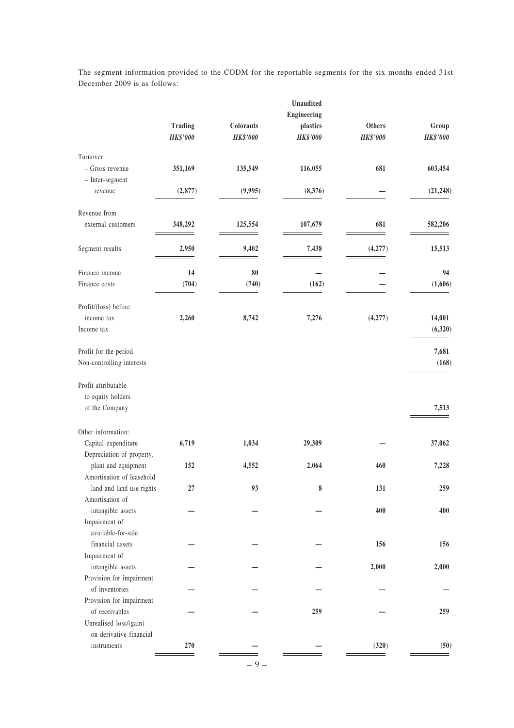The segment information provided to the CODM for the reportable segments for the six months ended 31st December 2009 is as follows:

| | | | Unaudited | | |
|---|---|---|---|---|---|
| | Trading | Colorants | Engineering plastics | Others | Group |
| | *HK$'000* | *HK$'000* | *HK$'000* | *HK$'000* | *HK$'000* |
| Turnover | | | | | |
| – Gross revenue | **351,169** | **135,549** | **116,055** | **681** | **603,454** |
| – Inter-segment revenue | **(2,877)** | **(9,995)** | **(8,376)** | **—** | **(21,248)** |
| Revenue from external customers | **348,292** | **125,554** | **107,679** | **681** | **582,206** |
| Segment results | **2,950** | **9,402** | **7,438** | **(4,277)** | **15,513** |
| Finance income | **14** | **80** | **—** | **—** | **94** |
| Finance costs | **(704)** | **(740)** | **(162)** | **—** | **(1,606)** |
| Profit/(loss) before income tax | **2,260** | **8,742** | **7,276** | **(4,277)** | **14,001** |
| Income tax | | | | | **(6,320)** |
| Profit for the period | | | | | **7,681** |
| Non-controlling interests | | | | | **(168)** |
| Profit attributable to equity holders of the Company | | | | | **7,513** |
| Other information: | | | | | |
| Capital expenditure | **6,719** | **1,034** | **29,309** | **—** | **37,062** |
| Depreciation of property, plant and equipment | **152** | **4,552** | **2,064** | **460** | **7,228** |
| Amortisation of leasehold land and land use rights | **27** | **93** | **8** | **131** | **259** |
| Amortisation of intangible assets | **—** | **—** | **—** | **400** | **400** |
| Impairment of available-for-sale financial assets | **—** | **—** | **—** | **156** | **156** |
| Impairment of intangible assets | **—** | **—** | **—** | **2,000** | **2,000** |
| Provision for impairment of inventories | **—** | **—** | **—** | **—** | **—** |
| Provision for impairment of receivables | **—** | **—** | **259** | **—** | **259** |
| Unrealised loss/(gain) on derivative financial instruments | **270** | **—** | **—** | **(320)** | **(50)** |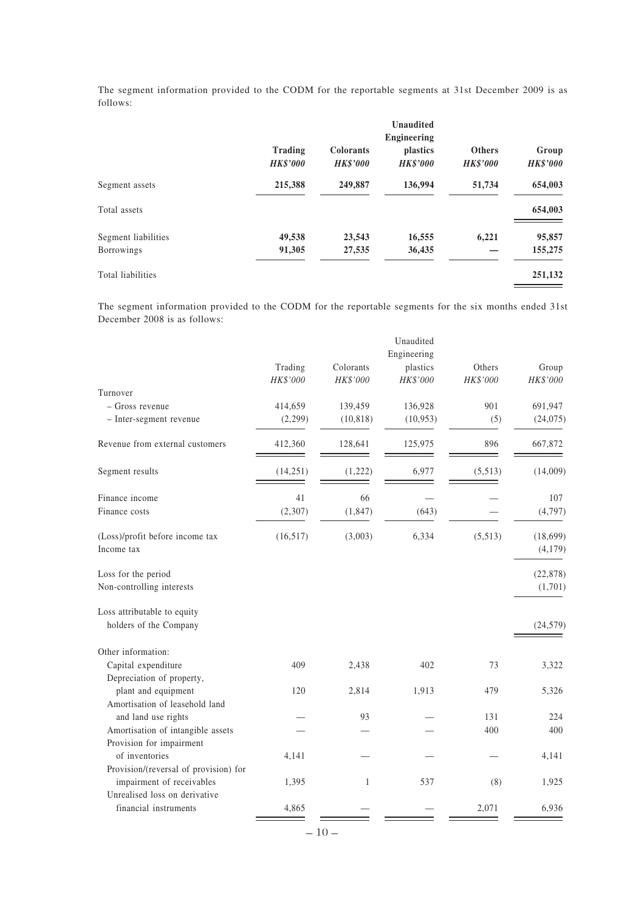The segment information provided to the CODM for the reportable segments at 31st December 2009 is as follows:

| | **Trading** | **Colorants** | **Unaudited Engineering plastics** | **Others** | **Group** |
|---|---|---|---|---|---|
| | ***HK$'000*** | ***HK$'000*** | ***HK$'000*** | ***HK$'000*** | ***HK$'000*** |
| Segment assets | **215,388** | **249,887** | **136,994** | **51,734** | **654,003** |
| Total assets | | | | | **654,003** |
| Segment liabilities | **49,538** | **23,543** | **16,555** | **6,221** | **95,857** |
| Borrowings | **91,305** | **27,535** | **36,435** | **—** | **155,275** |
| Total liabilities | | | | | **251,132** |

The segment information provided to the CODM for the reportable segments for the six months ended 31st December 2008 is as follows:

| | Trading | Colorants | Unaudited Engineering plastics | Others | Group |
|---|---|---|---|---|---|
| | *HK$'000* | *HK$'000* | *HK$'000* | *HK$'000* | *HK$'000* |
| Turnover | | | | | |
| – Gross revenue | 414,659 | 139,459 | 136,928 | 901 | 691,947 |
| – Inter-segment revenue | (2,299) | (10,818) | (10,953) | (5) | (24,075) |
| Revenue from external customers | 412,360 | 128,641 | 125,975 | 896 | 667,872 |
| Segment results | (14,251) | (1,222) | 6,977 | (5,513) | (14,009) |
| Finance income | 41 | 66 | — | — | 107 |
| Finance costs | (2,307) | (1,847) | (643) | — | (4,797) |
| (Loss)/profit before income tax | (16,517) | (3,003) | 6,334 | (5,513) | (18,699) |
| Income tax | | | | | (4,179) |
| Loss for the period | | | | | (22,878) |
| Non-controlling interests | | | | | (1,701) |
| Loss attributable to equity holders of the Company | | | | | (24,579) |
| Other information: | | | | | |
| Capital expenditure | 409 | 2,438 | 402 | 73 | 3,322 |
| Depreciation of property, plant and equipment | 120 | 2,814 | 1,913 | 479 | 5,326 |
| Amortisation of leasehold land and land use rights | — | 93 | — | 131 | 224 |
| Amortisation of intangible assets | — | — | — | 400 | 400 |
| Provision for impairment of inventories | 4,141 | — | — | — | 4,141 |
| Provision/(reversal of provision) for impairment of receivables | 1,395 | 1 | 537 | (8) | 1,925 |
| Unrealised loss on derivative financial instruments | 4,865 | — | — | 2,071 | 6,936 |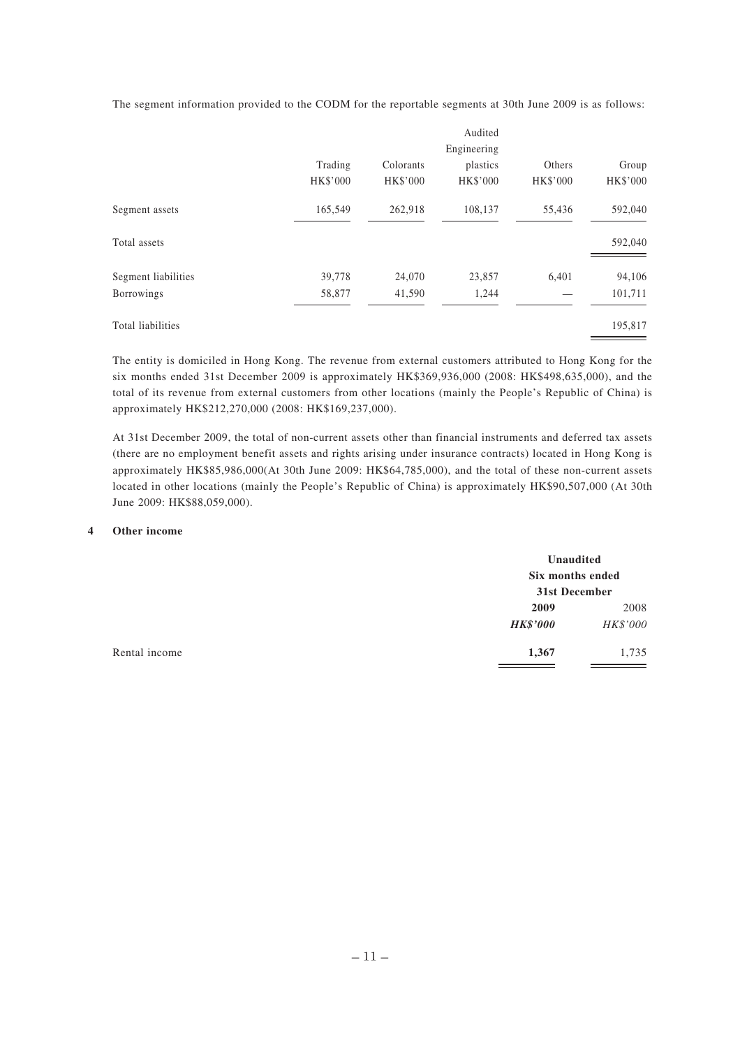The segment information provided to the CODM for the reportable segments at 30th June 2009 is as follows:

| | Audited | | | | |
|---|---|---|---|---|---|
| | Trading | Colorants | Engineering plastics | Others | Group |
| | HK$'000 | HK$'000 | HK$'000 | HK$'000 | HK$'000 |
| Segment assets | 165,549 | 262,918 | 108,137 | 55,436 | 592,040 |
| Total assets | | | | | 592,040 |
| Segment liabilities | 39,778 | 24,070 | 23,857 | 6,401 | 94,106 |
| Borrowings | 58,877 | 41,590 | 1,244 | — | 101,711 |
| Total liabilities | | | | | 195,817 |

The entity is domiciled in Hong Kong. The revenue from external customers attributed to Hong Kong for the six months ended 31st December 2009 is approximately HK$369,936,000 (2008: HK$498,635,000), and the total of its revenue from external customers from other locations (mainly the People's Republic of China) is approximately HK$212,270,000 (2008: HK$169,237,000).

At 31st December 2009, the total of non-current assets other than financial instruments and deferred tax assets (there are no employment benefit assets and rights arising under insurance contracts) located in Hong Kong is approximately HK$85,986,000(At 30th June 2009: HK$64,785,000), and the total of these non-current assets located in other locations (mainly the People's Republic of China) is approximately HK$90,507,000 (At 30th June 2009: HK$88,059,000).

## 4 Other income

| | Unaudited Six months ended 31st December | |
|---|---|---|
| | **2009** | 2008 |
| | ***HK$'000*** | *HK$'000* |
| Rental income | **1,367** | 1,735 |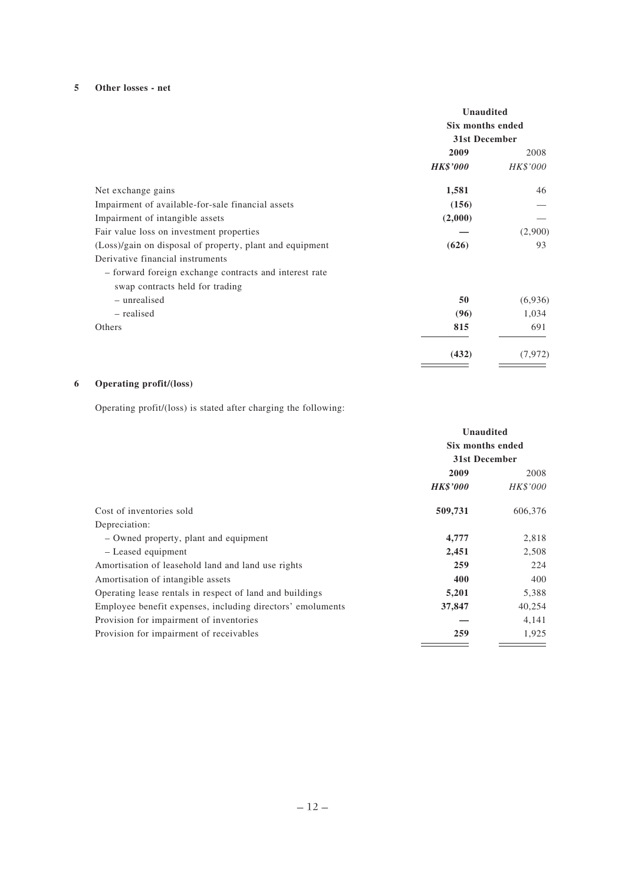## 5 Other losses - net

| | Unaudited | |
|---|---|---|
| | Six months ended 31st December | |
| | **2009** | 2008 |
| | ***HK$'000*** | *HK$'000* |
| Net exchange gains | **1,581** | 46 |
| Impairment of available-for-sale financial assets | **(156)** | — |
| Impairment of intangible assets | **(2,000)** | — |
| Fair value loss on investment properties | **—** | (2,900) |
| (Loss)/gain on disposal of property, plant and equipment | **(626)** | 93 |
| Derivative financial instruments | | |
| – forward foreign exchange contracts and interest rate swap contracts held for trading | | |
| – unrealised | **50** | (6,936) |
| – realised | **(96)** | 1,034 |
| Others | **815** | 691 |
| | **(432)** | (7,972) |

## 6 Operating profit/(loss)

Operating profit/(loss) is stated after charging the following:

| | Unaudited | |
|---|---|---|
| | Six months ended 31st December | |
| | **2009** | 2008 |
| | ***HK$'000*** | *HK$'000* |
| Cost of inventories sold | **509,731** | 606,376 |
| Depreciation: | | |
| – Owned property, plant and equipment | **4,777** | 2,818 |
| – Leased equipment | **2,451** | 2,508 |
| Amortisation of leasehold land and land use rights | **259** | 224 |
| Amortisation of intangible assets | **400** | 400 |
| Operating lease rentals in respect of land and buildings | **5,201** | 5,388 |
| Employee benefit expenses, including directors' emoluments | **37,847** | 40,254 |
| Provision for impairment of inventories | **—** | 4,141 |
| Provision for impairment of receivables | **259** | 1,925 |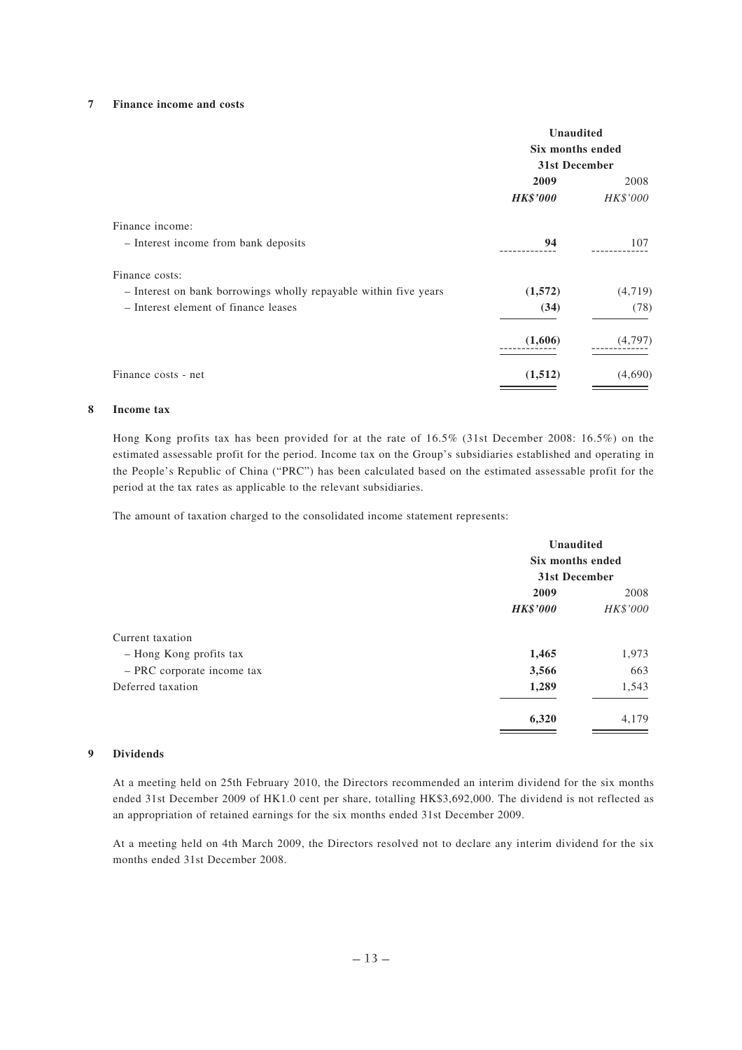## 7 Finance income and costs

| | Unaudited Six months ended 31st December | |
|---|---|---|
| | **2009** | 2008 |
| | ***HK$'000*** | *HK$'000* |
| Finance income: | | |
| – Interest income from bank deposits | **94** | 107 |
| Finance costs: | | |
| – Interest on bank borrowings wholly repayable within five years | **(1,572)** | (4,719) |
| – Interest element of finance leases | **(34)** | (78) |
| | **(1,606)** | (4,797) |
| Finance costs - net | **(1,512)** | (4,690) |

## 8 Income tax

Hong Kong profits tax has been provided for at the rate of 16.5% (31st December 2008: 16.5%) on the estimated assessable profit for the period. Income tax on the Group's subsidiaries established and operating in the People's Republic of China ("PRC") has been calculated based on the estimated assessable profit for the period at the tax rates as applicable to the relevant subsidiaries.

The amount of taxation charged to the consolidated income statement represents:

| | Unaudited Six months ended 31st December | |
|---|---|---|
| | **2009** | 2008 |
| | ***HK$'000*** | *HK$'000* |
| Current taxation | | |
| – Hong Kong profits tax | **1,465** | 1,973 |
| – PRC corporate income tax | **3,566** | 663 |
| Deferred taxation | **1,289** | 1,543 |
| | **6,320** | 4,179 |

## 9 Dividends

At a meeting held on 25th February 2010, the Directors recommended an interim dividend for the six months ended 31st December 2009 of HK1.0 cent per share, totalling HK$3,692,000. The dividend is not reflected as an appropriation of retained earnings for the six months ended 31st December 2009.

At a meeting held on 4th March 2009, the Directors resolved not to declare any interim dividend for the six months ended 31st December 2008.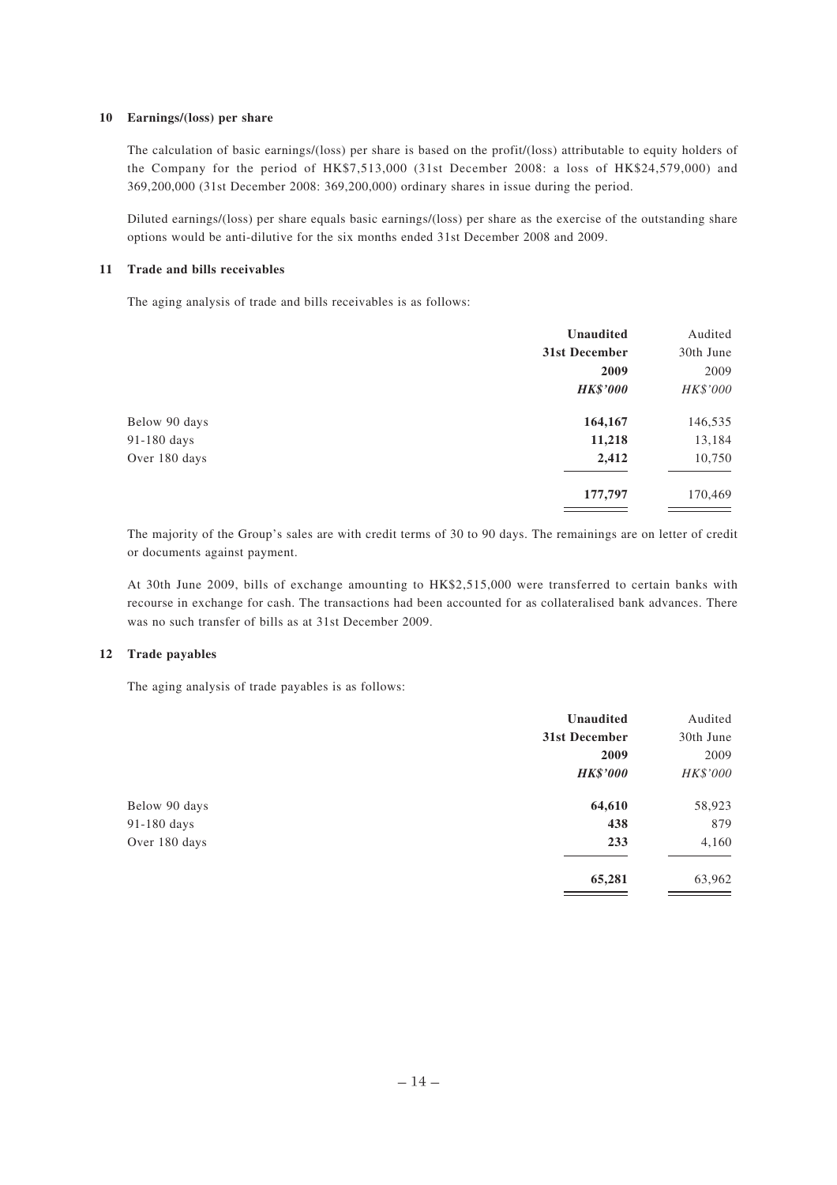## 10 Earnings/(loss) per share

The calculation of basic earnings/(loss) per share is based on the profit/(loss) attributable to equity holders of the Company for the period of HK$7,513,000 (31st December 2008: a loss of HK$24,579,000) and 369,200,000 (31st December 2008: 369,200,000) ordinary shares in issue during the period.

Diluted earnings/(loss) per share equals basic earnings/(loss) per share as the exercise of the outstanding share options would be anti-dilutive for the six months ended 31st December 2008 and 2009.

## 11 Trade and bills receivables

The aging analysis of trade and bills receivables is as follows:

| | **Unaudited** | Audited |
|---|---|---|
| | **31st December** | 30th June |
| | **2009** | 2009 |
| | ***HK$'000*** | *HK$'000* |
| Below 90 days | **164,167** | 146,535 |
| 91-180 days | **11,218** | 13,184 |
| Over 180 days | **2,412** | 10,750 |
| | **177,797** | 170,469 |

The majority of the Group's sales are with credit terms of 30 to 90 days. The remainings are on letter of credit or documents against payment.

At 30th June 2009, bills of exchange amounting to HK$2,515,000 were transferred to certain banks with recourse in exchange for cash. The transactions had been accounted for as collateralised bank advances. There was no such transfer of bills as at 31st December 2009.

## 12 Trade payables

The aging analysis of trade payables is as follows:

| | **Unaudited** | Audited |
|---|---|---|
| | **31st December** | 30th June |
| | **2009** | 2009 |
| | ***HK$'000*** | *HK$'000* |
| Below 90 days | **64,610** | 58,923 |
| 91-180 days | **438** | 879 |
| Over 180 days | **233** | 4,160 |
| | **65,281** | 63,962 |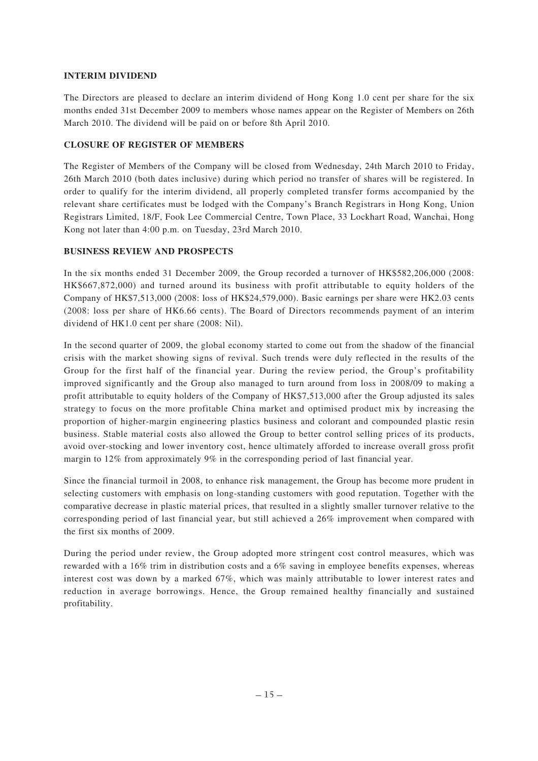**INTERIM DIVIDEND**

The Directors are pleased to declare an interim dividend of Hong Kong 1.0 cent per share for the six months ended 31st December 2009 to members whose names appear on the Register of Members on 26th March 2010. The dividend will be paid on or before 8th April 2010.

**CLOSURE OF REGISTER OF MEMBERS**

The Register of Members of the Company will be closed from Wednesday, 24th March 2010 to Friday, 26th March 2010 (both dates inclusive) during which period no transfer of shares will be registered. In order to qualify for the interim dividend, all properly completed transfer forms accompanied by the relevant share certificates must be lodged with the Company's Branch Registrars in Hong Kong, Union Registrars Limited, 18/F, Fook Lee Commercial Centre, Town Place, 33 Lockhart Road, Wanchai, Hong Kong not later than 4:00 p.m. on Tuesday, 23rd March 2010.

**BUSINESS REVIEW AND PROSPECTS**

In the six months ended 31 December 2009, the Group recorded a turnover of HK$582,206,000 (2008: HK$667,872,000) and turned around its business with profit attributable to equity holders of the Company of HK$7,513,000 (2008: loss of HK$24,579,000). Basic earnings per share were HK2.03 cents (2008: loss per share of HK6.66 cents). The Board of Directors recommends payment of an interim dividend of HK1.0 cent per share (2008: Nil).

In the second quarter of 2009, the global economy started to come out from the shadow of the financial crisis with the market showing signs of revival. Such trends were duly reflected in the results of the Group for the first half of the financial year. During the review period, the Group's profitability improved significantly and the Group also managed to turn around from loss in 2008/09 to making a profit attributable to equity holders of the Company of HK$7,513,000 after the Group adjusted its sales strategy to focus on the more profitable China market and optimised product mix by increasing the proportion of higher-margin engineering plastics business and colorant and compounded plastic resin business. Stable material costs also allowed the Group to better control selling prices of its products, avoid over-stocking and lower inventory cost, hence ultimately afforded to increase overall gross profit margin to 12% from approximately 9% in the corresponding period of last financial year.

Since the financial turmoil in 2008, to enhance risk management, the Group has become more prudent in selecting customers with emphasis on long-standing customers with good reputation. Together with the comparative decrease in plastic material prices, that resulted in a slightly smaller turnover relative to the corresponding period of last financial year, but still achieved a 26% improvement when compared with the first six months of 2009.

During the period under review, the Group adopted more stringent cost control measures, which was rewarded with a 16% trim in distribution costs and a 6% saving in employee benefits expenses, whereas interest cost was down by a marked 67%, which was mainly attributable to lower interest rates and reduction in average borrowings. Hence, the Group remained healthy financially and sustained profitability.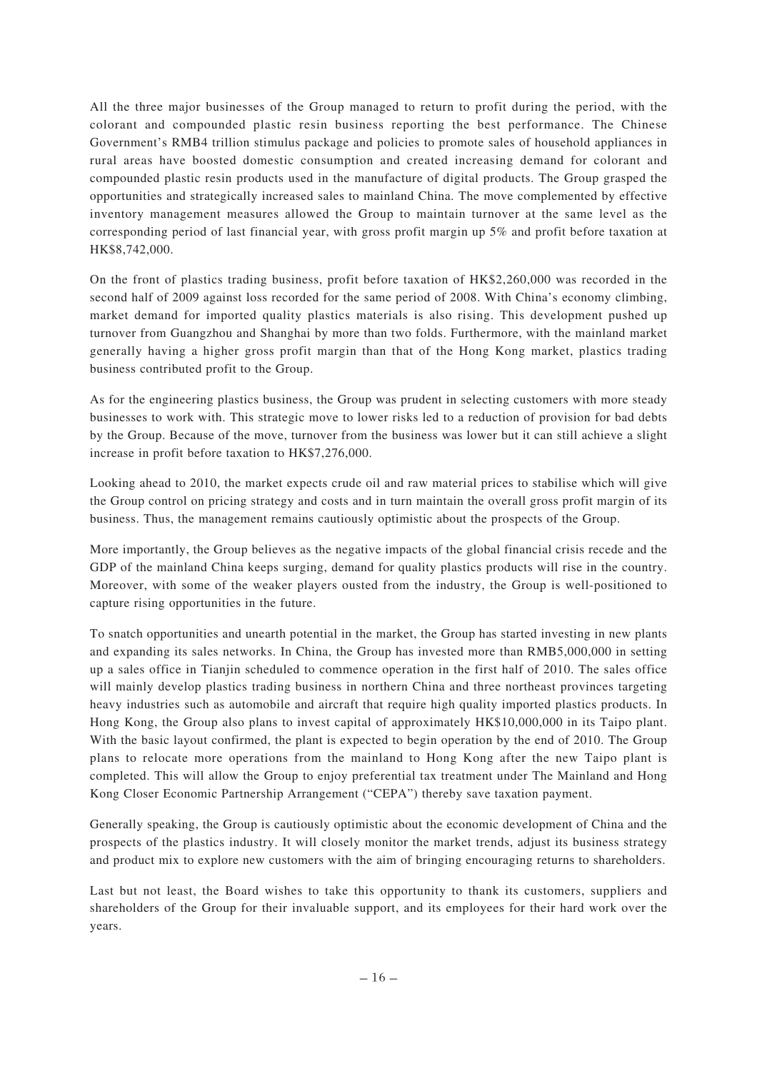All the three major businesses of the Group managed to return to profit during the period, with the colorant and compounded plastic resin business reporting the best performance. The Chinese Government's RMB4 trillion stimulus package and policies to promote sales of household appliances in rural areas have boosted domestic consumption and created increasing demand for colorant and compounded plastic resin products used in the manufacture of digital products. The Group grasped the opportunities and strategically increased sales to mainland China. The move complemented by effective inventory management measures allowed the Group to maintain turnover at the same level as the corresponding period of last financial year, with gross profit margin up 5% and profit before taxation at HK$8,742,000.

On the front of plastics trading business, profit before taxation of HK$2,260,000 was recorded in the second half of 2009 against loss recorded for the same period of 2008. With China's economy climbing, market demand for imported quality plastics materials is also rising. This development pushed up turnover from Guangzhou and Shanghai by more than two folds. Furthermore, with the mainland market generally having a higher gross profit margin than that of the Hong Kong market, plastics trading business contributed profit to the Group.

As for the engineering plastics business, the Group was prudent in selecting customers with more steady businesses to work with. This strategic move to lower risks led to a reduction of provision for bad debts by the Group. Because of the move, turnover from the business was lower but it can still achieve a slight increase in profit before taxation to HK$7,276,000.

Looking ahead to 2010, the market expects crude oil and raw material prices to stabilise which will give the Group control on pricing strategy and costs and in turn maintain the overall gross profit margin of its business. Thus, the management remains cautiously optimistic about the prospects of the Group.

More importantly, the Group believes as the negative impacts of the global financial crisis recede and the GDP of the mainland China keeps surging, demand for quality plastics products will rise in the country. Moreover, with some of the weaker players ousted from the industry, the Group is well-positioned to capture rising opportunities in the future.

To snatch opportunities and unearth potential in the market, the Group has started investing in new plants and expanding its sales networks. In China, the Group has invested more than RMB5,000,000 in setting up a sales office in Tianjin scheduled to commence operation in the first half of 2010. The sales office will mainly develop plastics trading business in northern China and three northeast provinces targeting heavy industries such as automobile and aircraft that require high quality imported plastics products. In Hong Kong, the Group also plans to invest capital of approximately HK$10,000,000 in its Taipo plant. With the basic layout confirmed, the plant is expected to begin operation by the end of 2010. The Group plans to relocate more operations from the mainland to Hong Kong after the new Taipo plant is completed. This will allow the Group to enjoy preferential tax treatment under The Mainland and Hong Kong Closer Economic Partnership Arrangement ("CEPA") thereby save taxation payment.

Generally speaking, the Group is cautiously optimistic about the economic development of China and the prospects of the plastics industry. It will closely monitor the market trends, adjust its business strategy and product mix to explore new customers with the aim of bringing encouraging returns to shareholders.

Last but not least, the Board wishes to take this opportunity to thank its customers, suppliers and shareholders of the Group for their invaluable support, and its employees for their hard work over the years.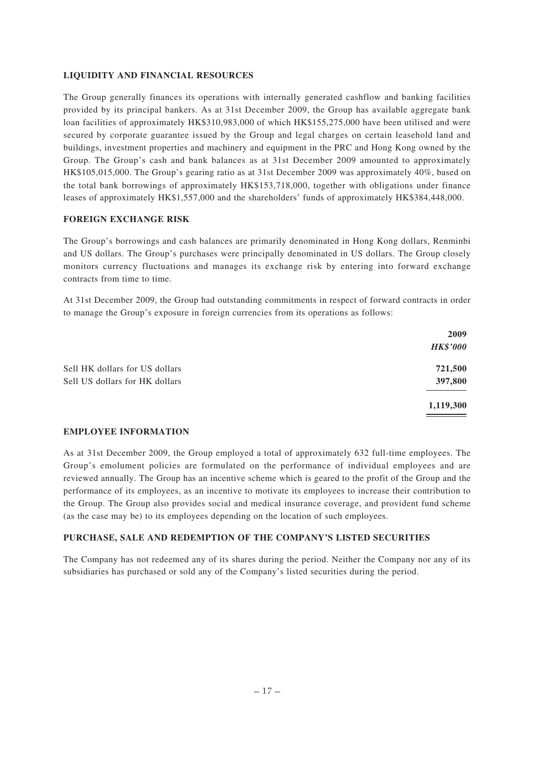## LIQUIDITY AND FINANCIAL RESOURCES

The Group generally finances its operations with internally generated cashflow and banking facilities provided by its principal bankers. As at 31st December 2009, the Group has available aggregate bank loan facilities of approximately HK$310,983,000 of which HK$155,275,000 have been utilised and were secured by corporate guarantee issued by the Group and legal charges on certain leasehold land and buildings, investment properties and machinery and equipment in the PRC and Hong Kong owned by the Group. The Group's cash and bank balances as at 31st December 2009 amounted to approximately HK$105,015,000. The Group's gearing ratio as at 31st December 2009 was approximately 40%, based on the total bank borrowings of approximately HK$153,718,000, together with obligations under finance leases of approximately HK$1,557,000 and the shareholders' funds of approximately HK$384,448,000.

## FOREIGN EXCHANGE RISK

The Group's borrowings and cash balances are primarily denominated in Hong Kong dollars, Renminbi and US dollars. The Group's purchases were principally denominated in US dollars. The Group closely monitors currency fluctuations and manages its exchange risk by entering into forward exchange contracts from time to time.

At 31st December 2009, the Group had outstanding commitments in respect of forward contracts in order to manage the Group's exposure in foreign currencies from its operations as follows:

| | **2009** |
|---|---|
| | ***HK$'000*** |
| Sell HK dollars for US dollars | **721,500** |
| Sell US dollars for HK dollars | **397,800** |
| | **1,119,300** |

## EMPLOYEE INFORMATION

As at 31st December 2009, the Group employed a total of approximately 632 full-time employees. The Group's emolument policies are formulated on the performance of individual employees and are reviewed annually. The Group has an incentive scheme which is geared to the profit of the Group and the performance of its employees, as an incentive to motivate its employees to increase their contribution to the Group. The Group also provides social and medical insurance coverage, and provident fund scheme (as the case may be) to its employees depending on the location of such employees.

## PURCHASE, SALE AND REDEMPTION OF THE COMPANY'S LISTED SECURITIES

The Company has not redeemed any of its shares during the period. Neither the Company nor any of its subsidiaries has purchased or sold any of the Company's listed securities during the period.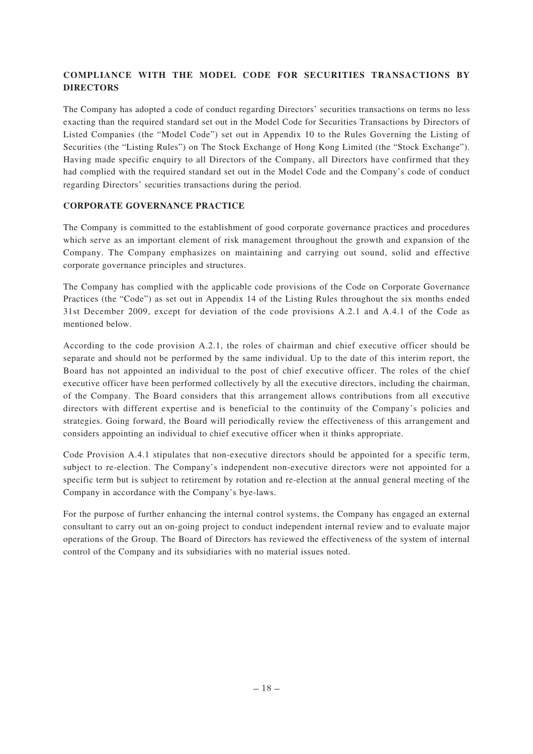## COMPLIANCE WITH THE MODEL CODE FOR SECURITIES TRANSACTIONS BY DIRECTORS

The Company has adopted a code of conduct regarding Directors' securities transactions on terms no less exacting than the required standard set out in the Model Code for Securities Transactions by Directors of Listed Companies (the "Model Code") set out in Appendix 10 to the Rules Governing the Listing of Securities (the "Listing Rules") on The Stock Exchange of Hong Kong Limited (the "Stock Exchange"). Having made specific enquiry to all Directors of the Company, all Directors have confirmed that they had complied with the required standard set out in the Model Code and the Company's code of conduct regarding Directors' securities transactions during the period.

## CORPORATE GOVERNANCE PRACTICE

The Company is committed to the establishment of good corporate governance practices and procedures which serve as an important element of risk management throughout the growth and expansion of the Company. The Company emphasizes on maintaining and carrying out sound, solid and effective corporate governance principles and structures.

The Company has complied with the applicable code provisions of the Code on Corporate Governance Practices (the "Code") as set out in Appendix 14 of the Listing Rules throughout the six months ended 31st December 2009, except for deviation of the code provisions A.2.1 and A.4.1 of the Code as mentioned below.

According to the code provision A.2.1, the roles of chairman and chief executive officer should be separate and should not be performed by the same individual. Up to the date of this interim report, the Board has not appointed an individual to the post of chief executive officer. The roles of the chief executive officer have been performed collectively by all the executive directors, including the chairman, of the Company. The Board considers that this arrangement allows contributions from all executive directors with different expertise and is beneficial to the continuity of the Company's policies and strategies. Going forward, the Board will periodically review the effectiveness of this arrangement and considers appointing an individual to chief executive officer when it thinks appropriate.

Code Provision A.4.1 stipulates that non-executive directors should be appointed for a specific term, subject to re-election. The Company's independent non-executive directors were not appointed for a specific term but is subject to retirement by rotation and re-election at the annual general meeting of the Company in accordance with the Company's bye-laws.

For the purpose of further enhancing the internal control systems, the Company has engaged an external consultant to carry out an on-going project to conduct independent internal review and to evaluate major operations of the Group. The Board of Directors has reviewed the effectiveness of the system of internal control of the Company and its subsidiaries with no material issues noted.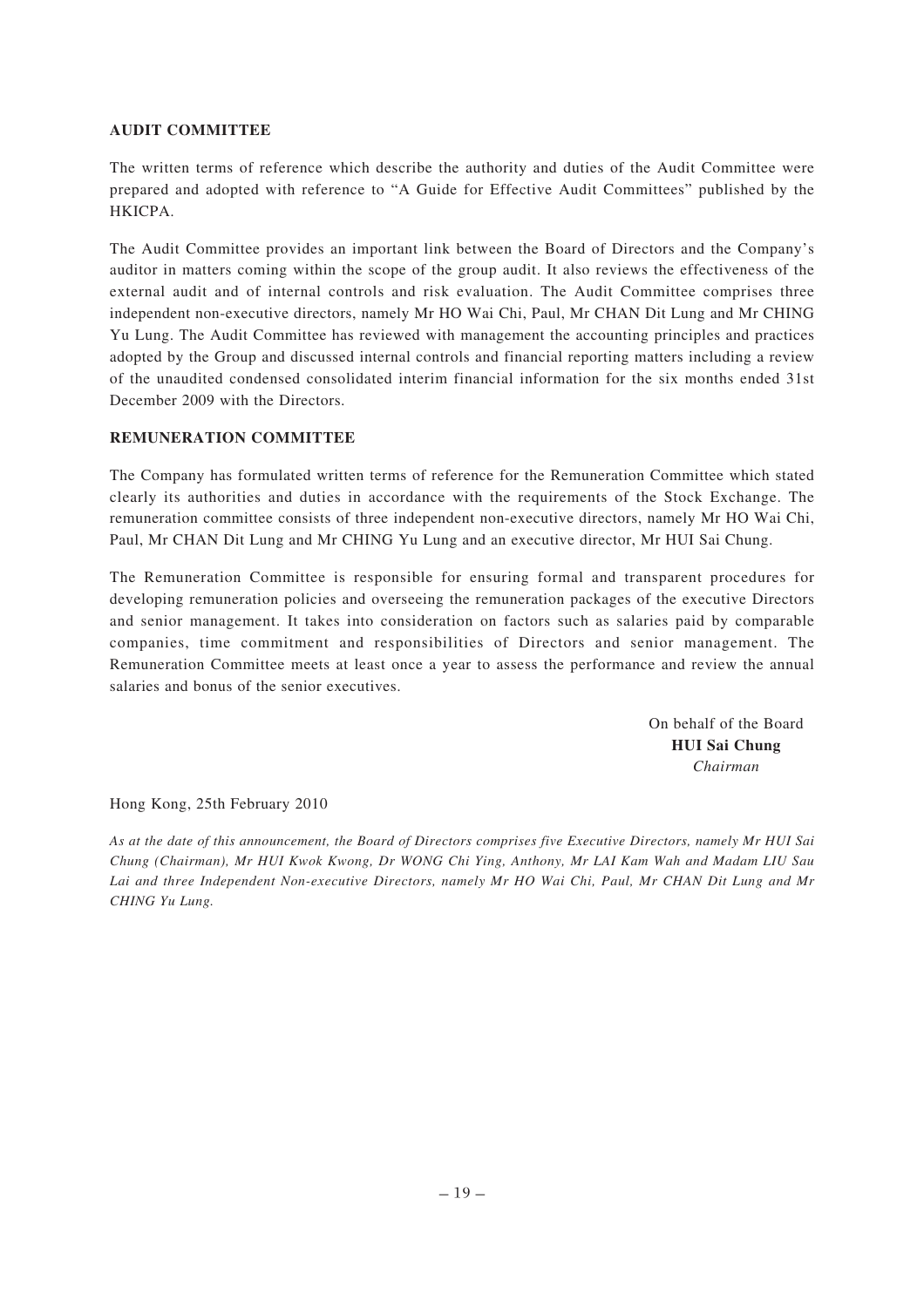**AUDIT COMMITTEE**

The written terms of reference which describe the authority and duties of the Audit Committee were prepared and adopted with reference to "A Guide for Effective Audit Committees" published by the HKICPA.

The Audit Committee provides an important link between the Board of Directors and the Company's auditor in matters coming within the scope of the group audit. It also reviews the effectiveness of the external audit and of internal controls and risk evaluation. The Audit Committee comprises three independent non-executive directors, namely Mr HO Wai Chi, Paul, Mr CHAN Dit Lung and Mr CHING Yu Lung. The Audit Committee has reviewed with management the accounting principles and practices adopted by the Group and discussed internal controls and financial reporting matters including a review of the unaudited condensed consolidated interim financial information for the six months ended 31st December 2009 with the Directors.

**REMUNERATION COMMITTEE**

The Company has formulated written terms of reference for the Remuneration Committee which stated clearly its authorities and duties in accordance with the requirements of the Stock Exchange. The remuneration committee consists of three independent non-executive directors, namely Mr HO Wai Chi, Paul, Mr CHAN Dit Lung and Mr CHING Yu Lung and an executive director, Mr HUI Sai Chung.

The Remuneration Committee is responsible for ensuring formal and transparent procedures for developing remuneration policies and overseeing the remuneration packages of the executive Directors and senior management. It takes into consideration on factors such as salaries paid by comparable companies, time commitment and responsibilities of Directors and senior management. The Remuneration Committee meets at least once a year to assess the performance and review the annual salaries and bonus of the senior executives.

On behalf of the Board
**HUI Sai Chung**
*Chairman*

Hong Kong, 25th February 2010

*As at the date of this announcement, the Board of Directors comprises five Executive Directors, namely Mr HUI Sai Chung (Chairman), Mr HUI Kwok Kwong, Dr WONG Chi Ying, Anthony, Mr LAI Kam Wah and Madam LIU Sau Lai and three Independent Non-executive Directors, namely Mr HO Wai Chi, Paul, Mr CHAN Dit Lung and Mr CHING Yu Lung.*